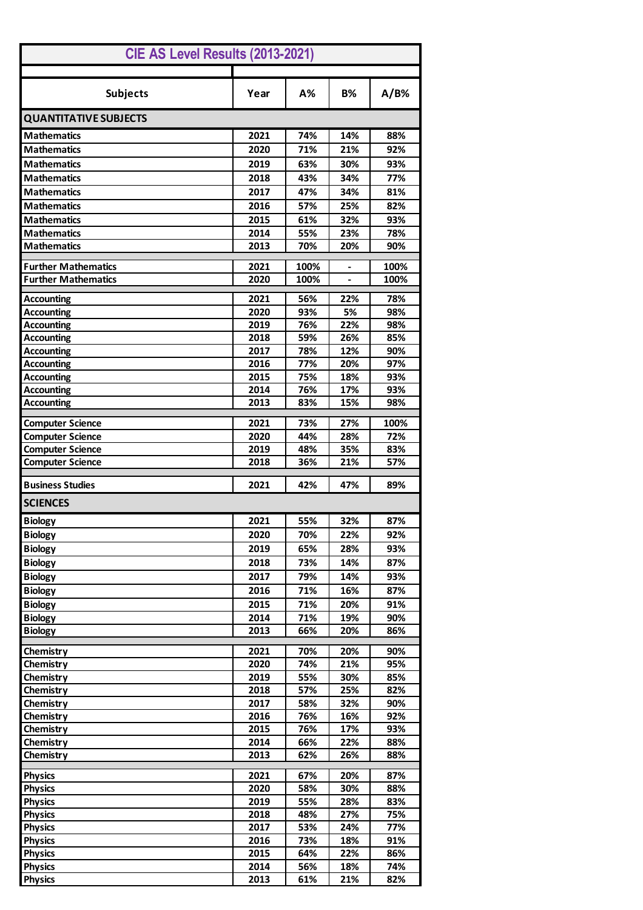# CIE AS Level Results (2013-2021)

| Subjects | Year | A% | B% | A/B% |
|---|---|---|---|---|
| **QUANTITATIVE SUBJECTS** | | | | |
| Mathematics | 2021 | 74% | 14% | 88% |
| Mathematics | 2020 | 71% | 21% | 92% |
| Mathematics | 2019 | 63% | 30% | 93% |
| Mathematics | 2018 | 43% | 34% | 77% |
| Mathematics | 2017 | 47% | 34% | 81% |
| Mathematics | 2016 | 57% | 25% | 82% |
| Mathematics | 2015 | 61% | 32% | 93% |
| Mathematics | 2014 | 55% | 23% | 78% |
| Mathematics | 2013 | 70% | 20% | 90% |
| Further Mathematics | 2021 | 100% | - | 100% |
| Further Mathematics | 2020 | 100% | - | 100% |
| Accounting | 2021 | 56% | 22% | 78% |
| Accounting | 2020 | 93% | 5% | 98% |
| Accounting | 2019 | 76% | 22% | 98% |
| Accounting | 2018 | 59% | 26% | 85% |
| Accounting | 2017 | 78% | 12% | 90% |
| Accounting | 2016 | 77% | 20% | 97% |
| Accounting | 2015 | 75% | 18% | 93% |
| Accounting | 2014 | 76% | 17% | 93% |
| Accounting | 2013 | 83% | 15% | 98% |
| Computer Science | 2021 | 73% | 27% | 100% |
| Computer Science | 2020 | 44% | 28% | 72% |
| Computer Science | 2019 | 48% | 35% | 83% |
| Computer Science | 2018 | 36% | 21% | 57% |
| Business Studies | 2021 | 42% | 47% | 89% |
| **SCIENCES** | | | | |
| Biology | 2021 | 55% | 32% | 87% |
| Biology | 2020 | 70% | 22% | 92% |
| Biology | 2019 | 65% | 28% | 93% |
| Biology | 2018 | 73% | 14% | 87% |
| Biology | 2017 | 79% | 14% | 93% |
| Biology | 2016 | 71% | 16% | 87% |
| Biology | 2015 | 71% | 20% | 91% |
| Biology | 2014 | 71% | 19% | 90% |
| Biology | 2013 | 66% | 20% | 86% |
| Chemistry | 2021 | 70% | 20% | 90% |
| Chemistry | 2020 | 74% | 21% | 95% |
| Chemistry | 2019 | 55% | 30% | 85% |
| Chemistry | 2018 | 57% | 25% | 82% |
| Chemistry | 2017 | 58% | 32% | 90% |
| Chemistry | 2016 | 76% | 16% | 92% |
| Chemistry | 2015 | 76% | 17% | 93% |
| Chemistry | 2014 | 66% | 22% | 88% |
| Chemistry | 2013 | 62% | 26% | 88% |
| Physics | 2021 | 67% | 20% | 87% |
| Physics | 2020 | 58% | 30% | 88% |
| Physics | 2019 | 55% | 28% | 83% |
| Physics | 2018 | 48% | 27% | 75% |
| Physics | 2017 | 53% | 24% | 77% |
| Physics | 2016 | 73% | 18% | 91% |
| Physics | 2015 | 64% | 22% | 86% |
| Physics | 2014 | 56% | 18% | 74% |
| Physics | 2013 | 61% | 21% | 82% |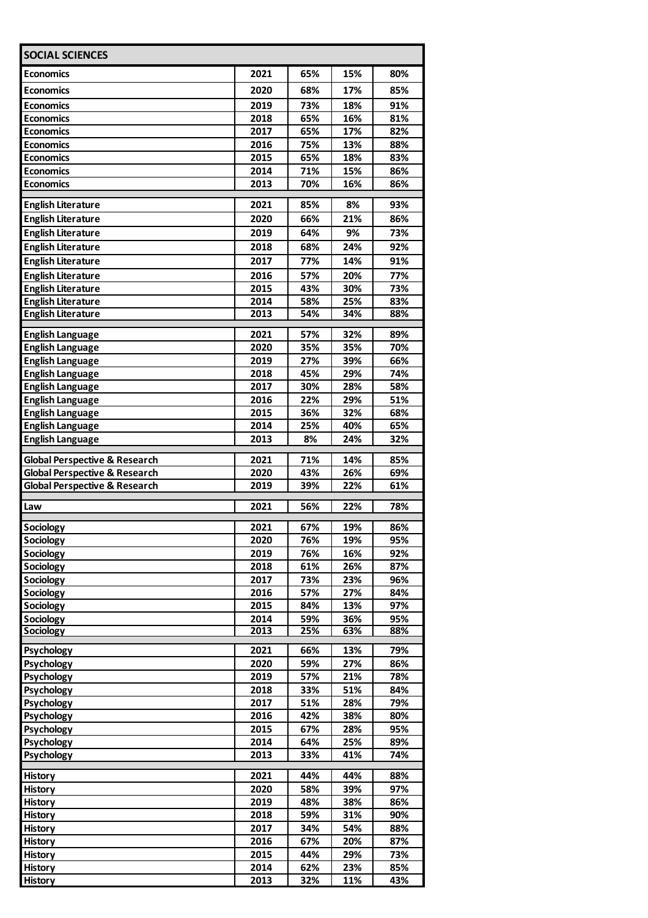| SOCIAL SCIENCES | | | | |
|---|---|---|---|---|
| Economics | 2021 | 65% | 15% | 80% |
| Economics | 2020 | 68% | 17% | 85% |
| Economics | 2019 | 73% | 18% | 91% |
| Economics | 2018 | 65% | 16% | 81% |
| Economics | 2017 | 65% | 17% | 82% |
| Economics | 2016 | 75% | 13% | 88% |
| Economics | 2015 | 65% | 18% | 83% |
| Economics | 2014 | 71% | 15% | 86% |
| Economics | 2013 | 70% | 16% | 86% |
| | | | | |
| English Literature | 2021 | 85% | 8% | 93% |
| English Literature | 2020 | 66% | 21% | 86% |
| English Literature | 2019 | 64% | 9% | 73% |
| English Literature | 2018 | 68% | 24% | 92% |
| English Literature | 2017 | 77% | 14% | 91% |
| English Literature | 2016 | 57% | 20% | 77% |
| English Literature | 2015 | 43% | 30% | 73% |
| English Literature | 2014 | 58% | 25% | 83% |
| English Literature | 2013 | 54% | 34% | 88% |
| | | | | |
| English Language | 2021 | 57% | 32% | 89% |
| English Language | 2020 | 35% | 35% | 70% |
| English Language | 2019 | 27% | 39% | 66% |
| English Language | 2018 | 45% | 29% | 74% |
| English Language | 2017 | 30% | 28% | 58% |
| English Language | 2016 | 22% | 29% | 51% |
| English Language | 2015 | 36% | 32% | 68% |
| English Language | 2014 | 25% | 40% | 65% |
| English Language | 2013 | 8% | 24% | 32% |
| | | | | |
| Global Perspective & Research | 2021 | 71% | 14% | 85% |
| Global Perspective & Research | 2020 | 43% | 26% | 69% |
| Global Perspective & Research | 2019 | 39% | 22% | 61% |
| | | | | |
| Law | 2021 | 56% | 22% | 78% |
| | | | | |
| Sociology | 2021 | 67% | 19% | 86% |
| Sociology | 2020 | 76% | 19% | 95% |
| Sociology | 2019 | 76% | 16% | 92% |
| Sociology | 2018 | 61% | 26% | 87% |
| Sociology | 2017 | 73% | 23% | 96% |
| Sociology | 2016 | 57% | 27% | 84% |
| Sociology | 2015 | 84% | 13% | 97% |
| Sociology | 2014 | 59% | 36% | 95% |
| Sociology | 2013 | 25% | 63% | 88% |
| | | | | |
| Psychology | 2021 | 66% | 13% | 79% |
| Psychology | 2020 | 59% | 27% | 86% |
| Psychology | 2019 | 57% | 21% | 78% |
| Psychology | 2018 | 33% | 51% | 84% |
| Psychology | 2017 | 51% | 28% | 79% |
| Psychology | 2016 | 42% | 38% | 80% |
| Psychology | 2015 | 67% | 28% | 95% |
| Psychology | 2014 | 64% | 25% | 89% |
| Psychology | 2013 | 33% | 41% | 74% |
| | | | | |
| History | 2021 | 44% | 44% | 88% |
| History | 2020 | 58% | 39% | 97% |
| History | 2019 | 48% | 38% | 86% |
| History | 2018 | 59% | 31% | 90% |
| History | 2017 | 34% | 54% | 88% |
| History | 2016 | 67% | 20% | 87% |
| History | 2015 | 44% | 29% | 73% |
| History | 2014 | 62% | 23% | 85% |
| History | 2013 | 32% | 11% | 43% |